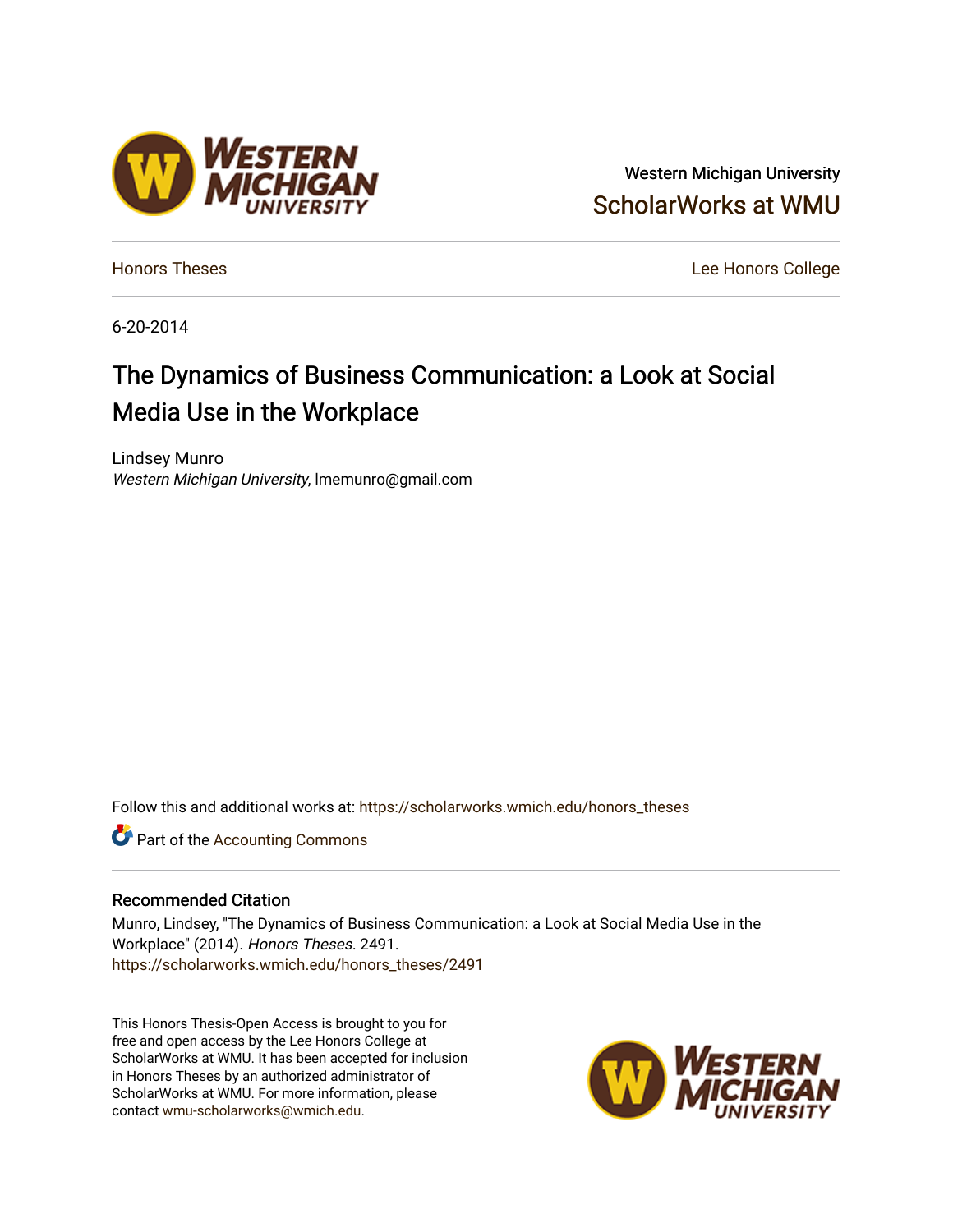Western Michigan University

ScholarWorks at WMU

Honors Theses

Lee Honors College

6-20-2014

# The Dynamics of Business Communication: a Look at Social Media Use in the Workplace

Lindsey Munro

*Western Michigan University*, lmemunro@gmail.com

Follow this and additional works at: https://scholarworks.wmich.edu/honors_theses

Part of the Accounting Commons

## Recommended Citation

Munro, Lindsey, "The Dynamics of Business Communication: a Look at Social Media Use in the Workplace" (2014). *Honors Theses*. 2491.
https://scholarworks.wmich.edu/honors_theses/2491

This Honors Thesis-Open Access is brought to you for free and open access by the Lee Honors College at ScholarWorks at WMU. It has been accepted for inclusion in Honors Theses by an authorized administrator of ScholarWorks at WMU. For more information, please contact wmu-scholarworks@wmich.edu.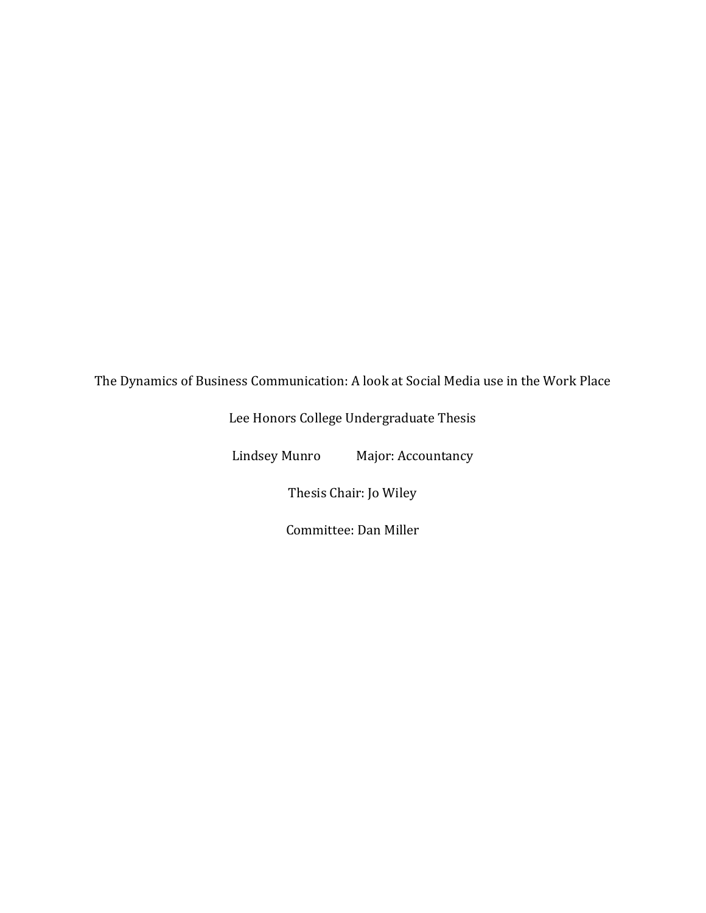The Dynamics of Business Communication: A look at Social Media use in the Work Place

Lee Honors College Undergraduate Thesis

Lindsey Munro Major: Accountancy

Thesis Chair: Jo Wiley

Committee: Dan Miller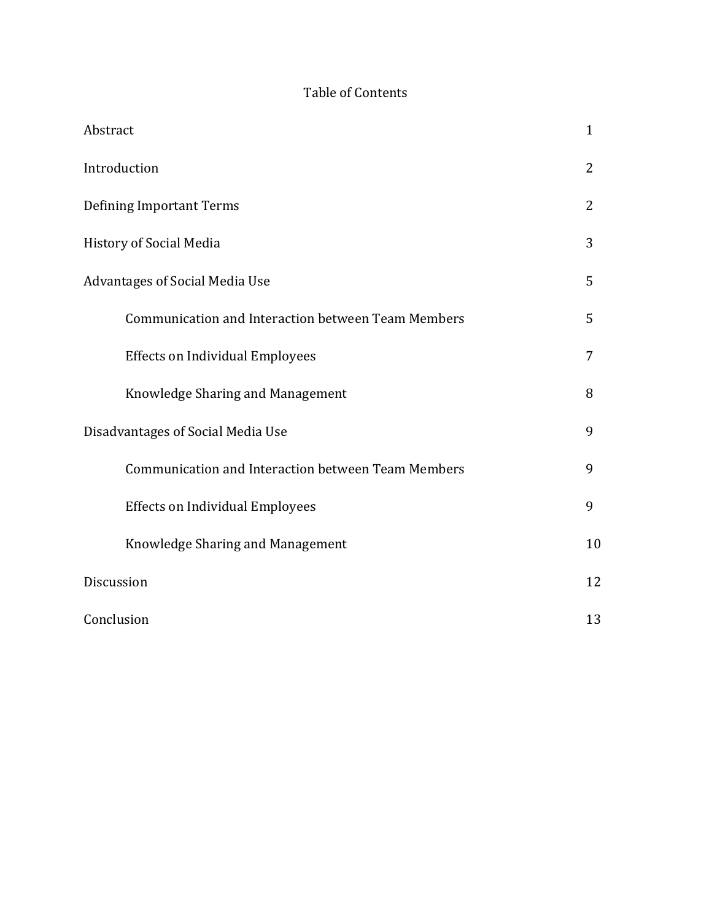# Table of Contents

| | |
|---|---|
| Abstract | 1 |
| Introduction | 2 |
| Defining Important Terms | 2 |
| History of Social Media | 3 |
| Advantages of Social Media Use | 5 |
| Communication and Interaction between Team Members | 5 |
| Effects on Individual Employees | 7 |
| Knowledge Sharing and Management | 8 |
| Disadvantages of Social Media Use | 9 |
| Communication and Interaction between Team Members | 9 |
| Effects on Individual Employees | 9 |
| Knowledge Sharing and Management | 10 |
| Discussion | 12 |
| Conclusion | 13 |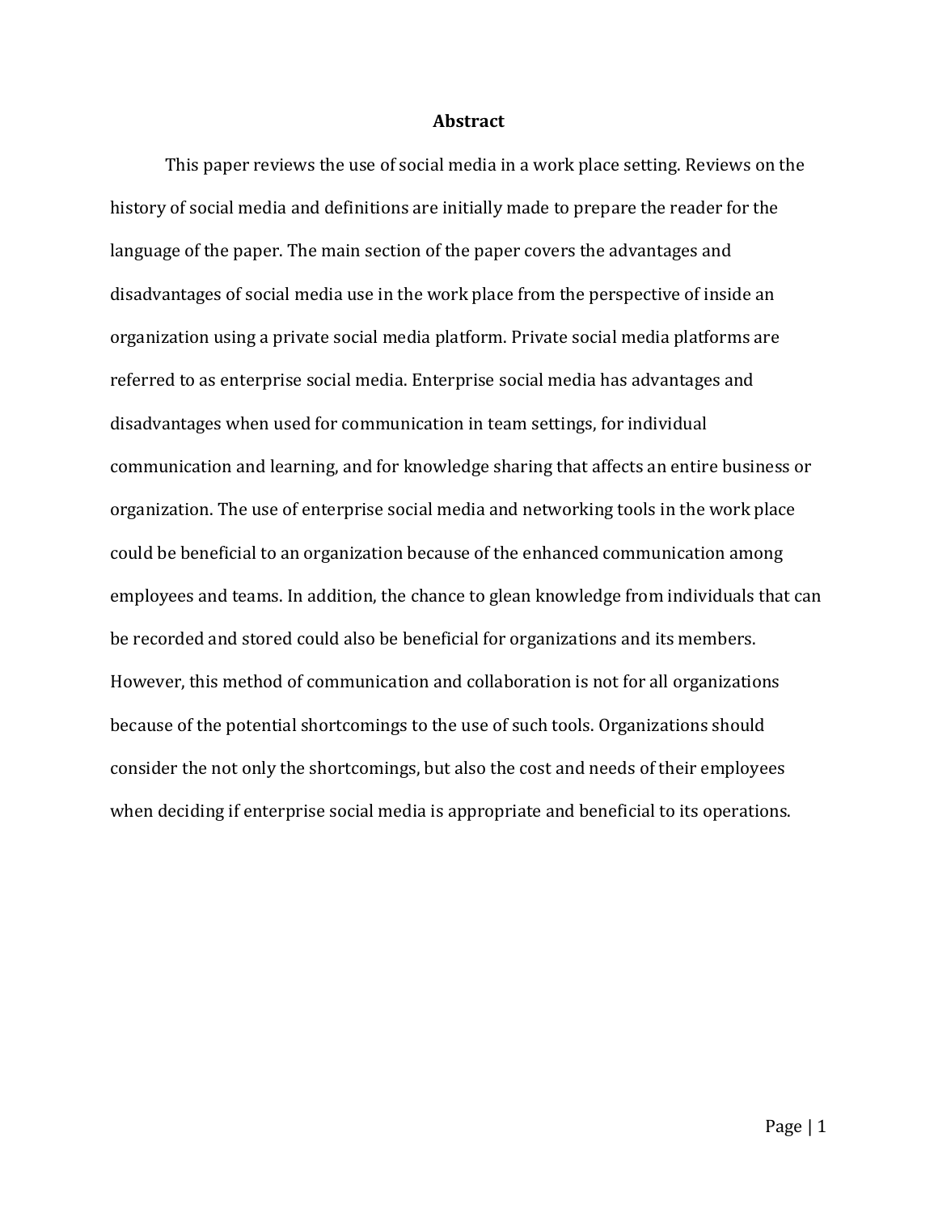# Abstract

This paper reviews the use of social media in a work place setting. Reviews on the history of social media and definitions are initially made to prepare the reader for the language of the paper. The main section of the paper covers the advantages and disadvantages of social media use in the work place from the perspective of inside an organization using a private social media platform. Private social media platforms are referred to as enterprise social media. Enterprise social media has advantages and disadvantages when used for communication in team settings, for individual communication and learning, and for knowledge sharing that affects an entire business or organization. The use of enterprise social media and networking tools in the work place could be beneficial to an organization because of the enhanced communication among employees and teams. In addition, the chance to glean knowledge from individuals that can be recorded and stored could also be beneficial for organizations and its members. However, this method of communication and collaboration is not for all organizations because of the potential shortcomings to the use of such tools. Organizations should consider the not only the shortcomings, but also the cost and needs of their employees when deciding if enterprise social media is appropriate and beneficial to its operations.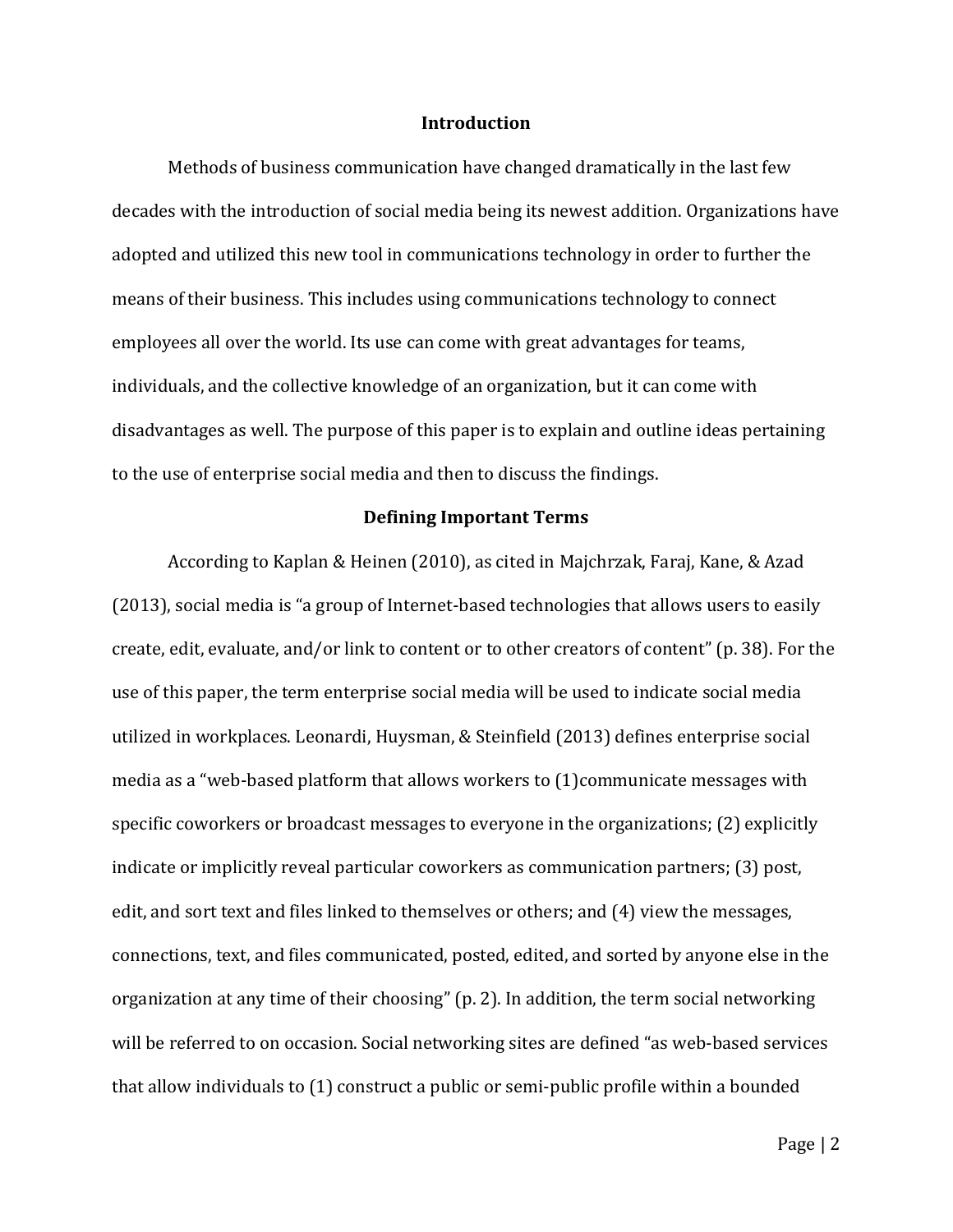## Introduction

Methods of business communication have changed dramatically in the last few decades with the introduction of social media being its newest addition. Organizations have adopted and utilized this new tool in communications technology in order to further the means of their business. This includes using communications technology to connect employees all over the world. Its use can come with great advantages for teams, individuals, and the collective knowledge of an organization, but it can come with disadvantages as well. The purpose of this paper is to explain and outline ideas pertaining to the use of enterprise social media and then to discuss the findings.

## Defining Important Terms

According to Kaplan & Heinen (2010), as cited in Majchrzak, Faraj, Kane, & Azad (2013), social media is "a group of Internet-based technologies that allows users to easily create, edit, evaluate, and/or link to content or to other creators of content" (p. 38). For the use of this paper, the term enterprise social media will be used to indicate social media utilized in workplaces. Leonardi, Huysman, & Steinfield (2013) defines enterprise social media as a "web-based platform that allows workers to (1)communicate messages with specific coworkers or broadcast messages to everyone in the organizations; (2) explicitly indicate or implicitly reveal particular coworkers as communication partners; (3) post, edit, and sort text and files linked to themselves or others; and (4) view the messages, connections, text, and files communicated, posted, edited, and sorted by anyone else in the organization at any time of their choosing" (p. 2). In addition, the term social networking will be referred to on occasion. Social networking sites are defined "as web-based services that allow individuals to (1) construct a public or semi-public profile within a bounded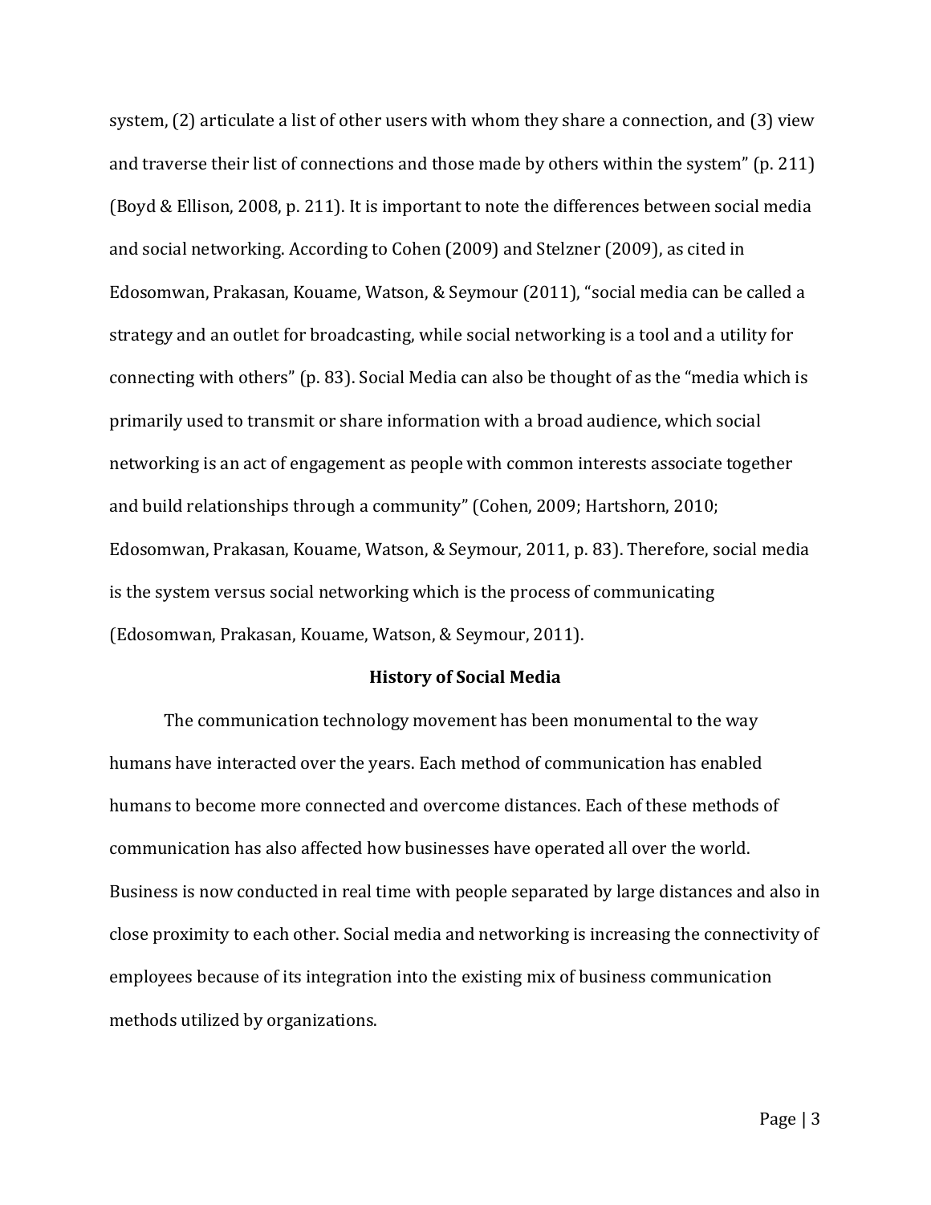system, (2) articulate a list of other users with whom they share a connection, and (3) view and traverse their list of connections and those made by others within the system" (p. 211) (Boyd & Ellison, 2008, p. 211). It is important to note the differences between social media and social networking. According to Cohen (2009) and Stelzner (2009), as cited in Edosomwan, Prakasan, Kouame, Watson, & Seymour (2011), "social media can be called a strategy and an outlet for broadcasting, while social networking is a tool and a utility for connecting with others" (p. 83). Social Media can also be thought of as the "media which is primarily used to transmit or share information with a broad audience, which social networking is an act of engagement as people with common interests associate together and build relationships through a community" (Cohen, 2009; Hartshorn, 2010; Edosomwan, Prakasan, Kouame, Watson, & Seymour, 2011, p. 83). Therefore, social media is the system versus social networking which is the process of communicating (Edosomwan, Prakasan, Kouame, Watson, & Seymour, 2011).

## History of Social Media

The communication technology movement has been monumental to the way humans have interacted over the years. Each method of communication has enabled humans to become more connected and overcome distances. Each of these methods of communication has also affected how businesses have operated all over the world. Business is now conducted in real time with people separated by large distances and also in close proximity to each other. Social media and networking is increasing the connectivity of employees because of its integration into the existing mix of business communication methods utilized by organizations.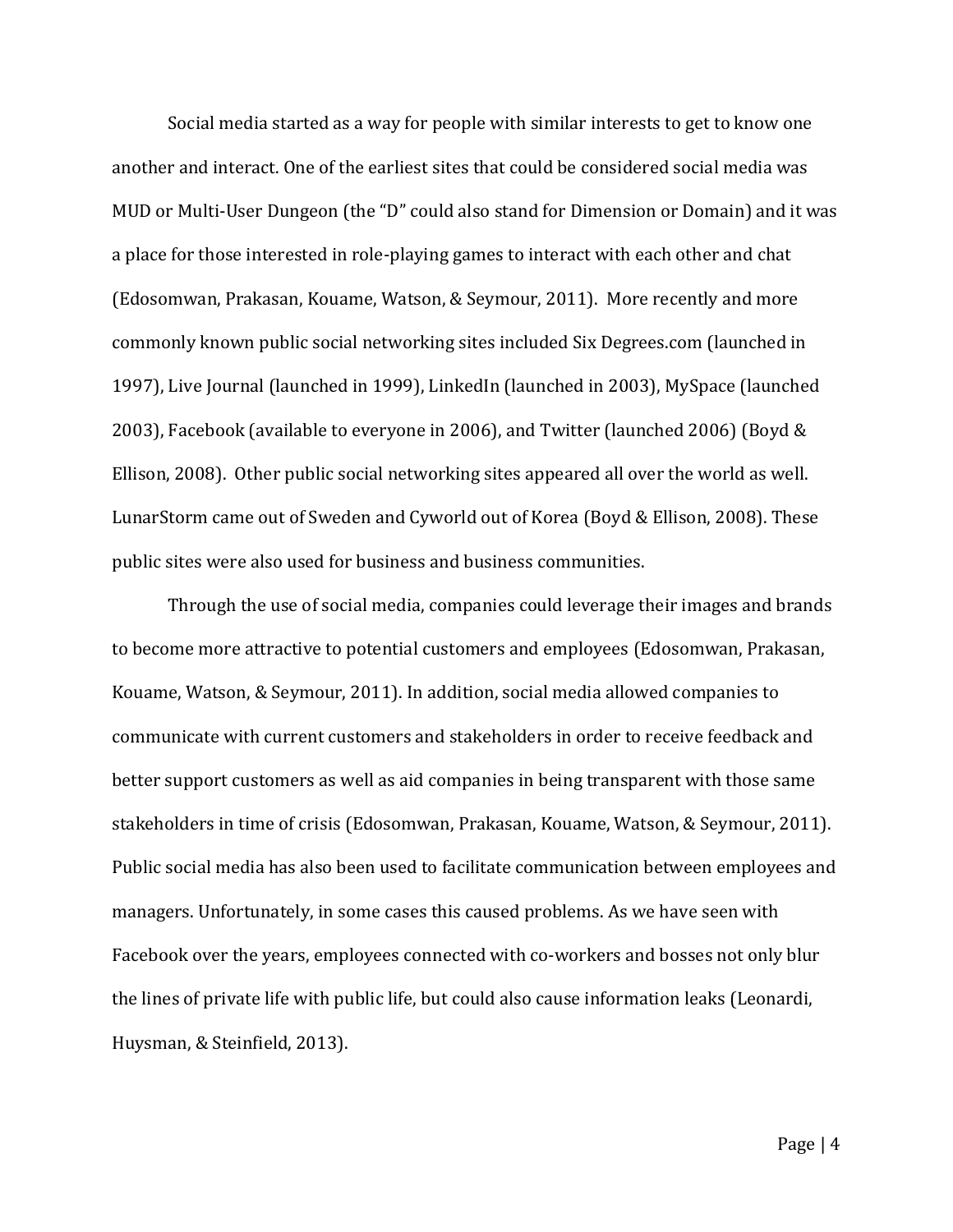Social media started as a way for people with similar interests to get to know one another and interact. One of the earliest sites that could be considered social media was MUD or Multi-User Dungeon (the "D" could also stand for Dimension or Domain) and it was a place for those interested in role-playing games to interact with each other and chat (Edosomwan, Prakasan, Kouame, Watson, & Seymour, 2011). More recently and more commonly known public social networking sites included Six Degrees.com (launched in 1997), Live Journal (launched in 1999), LinkedIn (launched in 2003), MySpace (launched 2003), Facebook (available to everyone in 2006), and Twitter (launched 2006) (Boyd & Ellison, 2008). Other public social networking sites appeared all over the world as well. LunarStorm came out of Sweden and Cyworld out of Korea (Boyd & Ellison, 2008). These public sites were also used for business and business communities.

Through the use of social media, companies could leverage their images and brands to become more attractive to potential customers and employees (Edosomwan, Prakasan, Kouame, Watson, & Seymour, 2011). In addition, social media allowed companies to communicate with current customers and stakeholders in order to receive feedback and better support customers as well as aid companies in being transparent with those same stakeholders in time of crisis (Edosomwan, Prakasan, Kouame, Watson, & Seymour, 2011). Public social media has also been used to facilitate communication between employees and managers. Unfortunately, in some cases this caused problems. As we have seen with Facebook over the years, employees connected with co-workers and bosses not only blur the lines of private life with public life, but could also cause information leaks (Leonardi, Huysman, & Steinfield, 2013).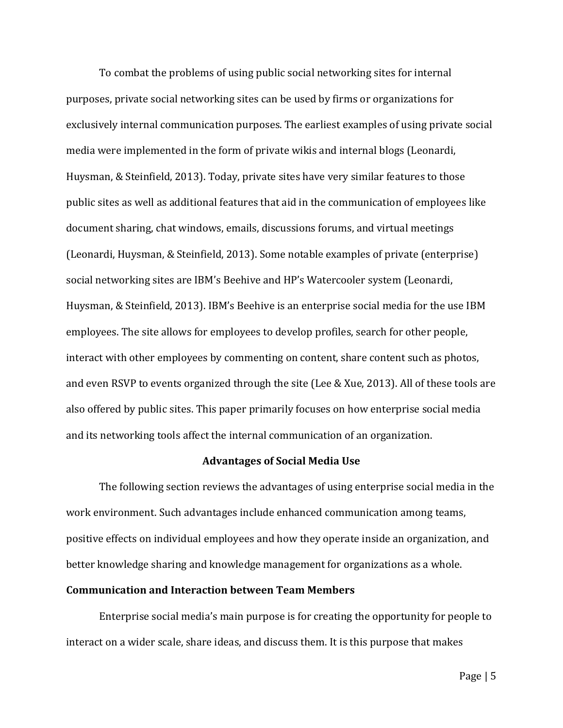To combat the problems of using public social networking sites for internal purposes, private social networking sites can be used by firms or organizations for exclusively internal communication purposes. The earliest examples of using private social media were implemented in the form of private wikis and internal blogs (Leonardi, Huysman, & Steinfield, 2013). Today, private sites have very similar features to those public sites as well as additional features that aid in the communication of employees like document sharing, chat windows, emails, discussions forums, and virtual meetings (Leonardi, Huysman, & Steinfield, 2013). Some notable examples of private (enterprise) social networking sites are IBM's Beehive and HP's Watercooler system (Leonardi, Huysman, & Steinfield, 2013). IBM's Beehive is an enterprise social media for the use IBM employees. The site allows for employees to develop profiles, search for other people, interact with other employees by commenting on content, share content such as photos, and even RSVP to events organized through the site (Lee & Xue, 2013). All of these tools are also offered by public sites. This paper primarily focuses on how enterprise social media and its networking tools affect the internal communication of an organization.

## Advantages of Social Media Use

The following section reviews the advantages of using enterprise social media in the work environment. Such advantages include enhanced communication among teams, positive effects on individual employees and how they operate inside an organization, and better knowledge sharing and knowledge management for organizations as a whole.

### Communication and Interaction between Team Members

Enterprise social media's main purpose is for creating the opportunity for people to interact on a wider scale, share ideas, and discuss them. It is this purpose that makes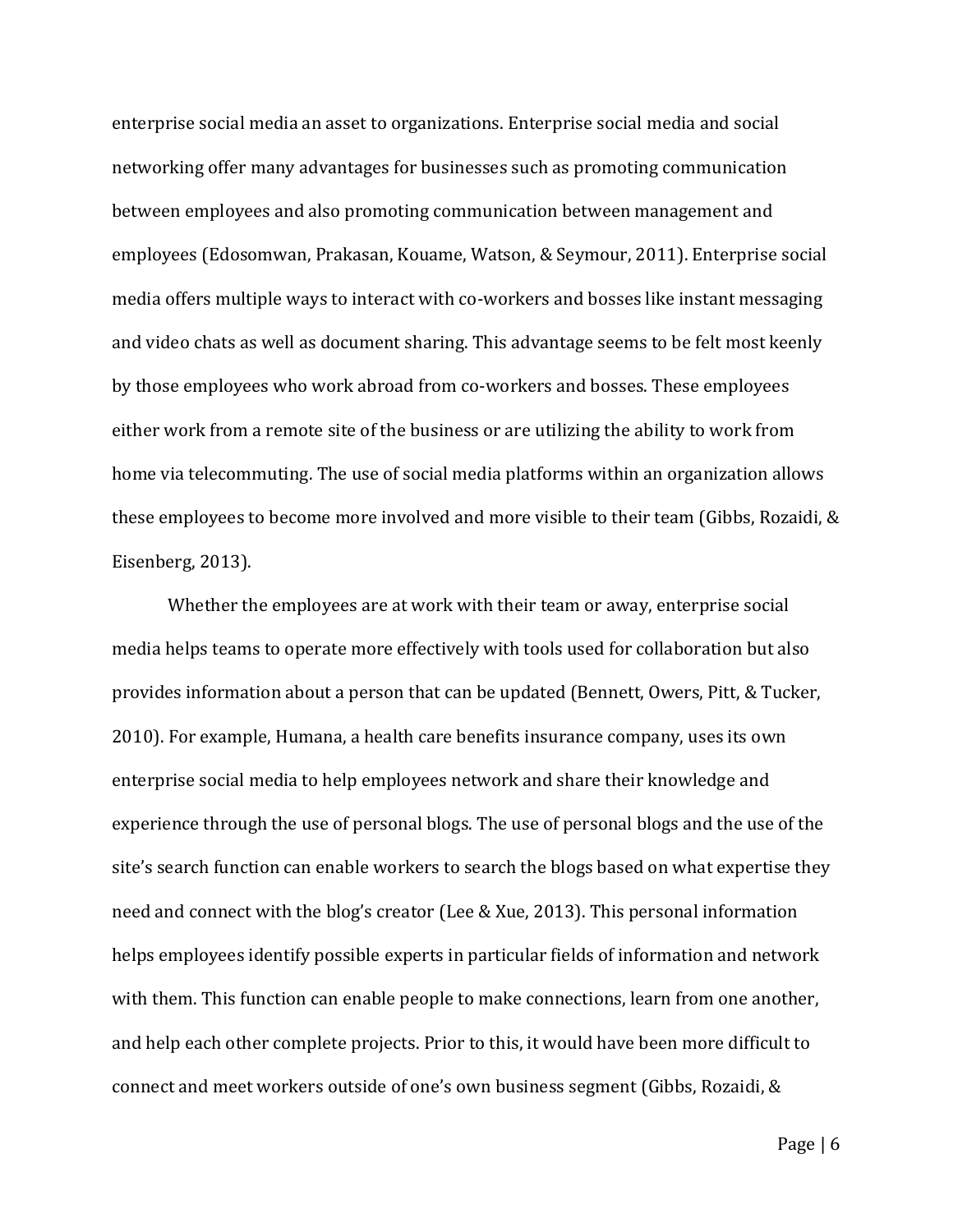enterprise social media an asset to organizations. Enterprise social media and social networking offer many advantages for businesses such as promoting communication between employees and also promoting communication between management and employees (Edosomwan, Prakasan, Kouame, Watson, & Seymour, 2011). Enterprise social media offers multiple ways to interact with co-workers and bosses like instant messaging and video chats as well as document sharing. This advantage seems to be felt most keenly by those employees who work abroad from co-workers and bosses. These employees either work from a remote site of the business or are utilizing the ability to work from home via telecommuting. The use of social media platforms within an organization allows these employees to become more involved and more visible to their team (Gibbs, Rozaidi, & Eisenberg, 2013).

Whether the employees are at work with their team or away, enterprise social media helps teams to operate more effectively with tools used for collaboration but also provides information about a person that can be updated (Bennett, Owers, Pitt, & Tucker, 2010). For example, Humana, a health care benefits insurance company, uses its own enterprise social media to help employees network and share their knowledge and experience through the use of personal blogs. The use of personal blogs and the use of the site's search function can enable workers to search the blogs based on what expertise they need and connect with the blog's creator (Lee & Xue, 2013). This personal information helps employees identify possible experts in particular fields of information and network with them. This function can enable people to make connections, learn from one another, and help each other complete projects. Prior to this, it would have been more difficult to connect and meet workers outside of one's own business segment (Gibbs, Rozaidi, &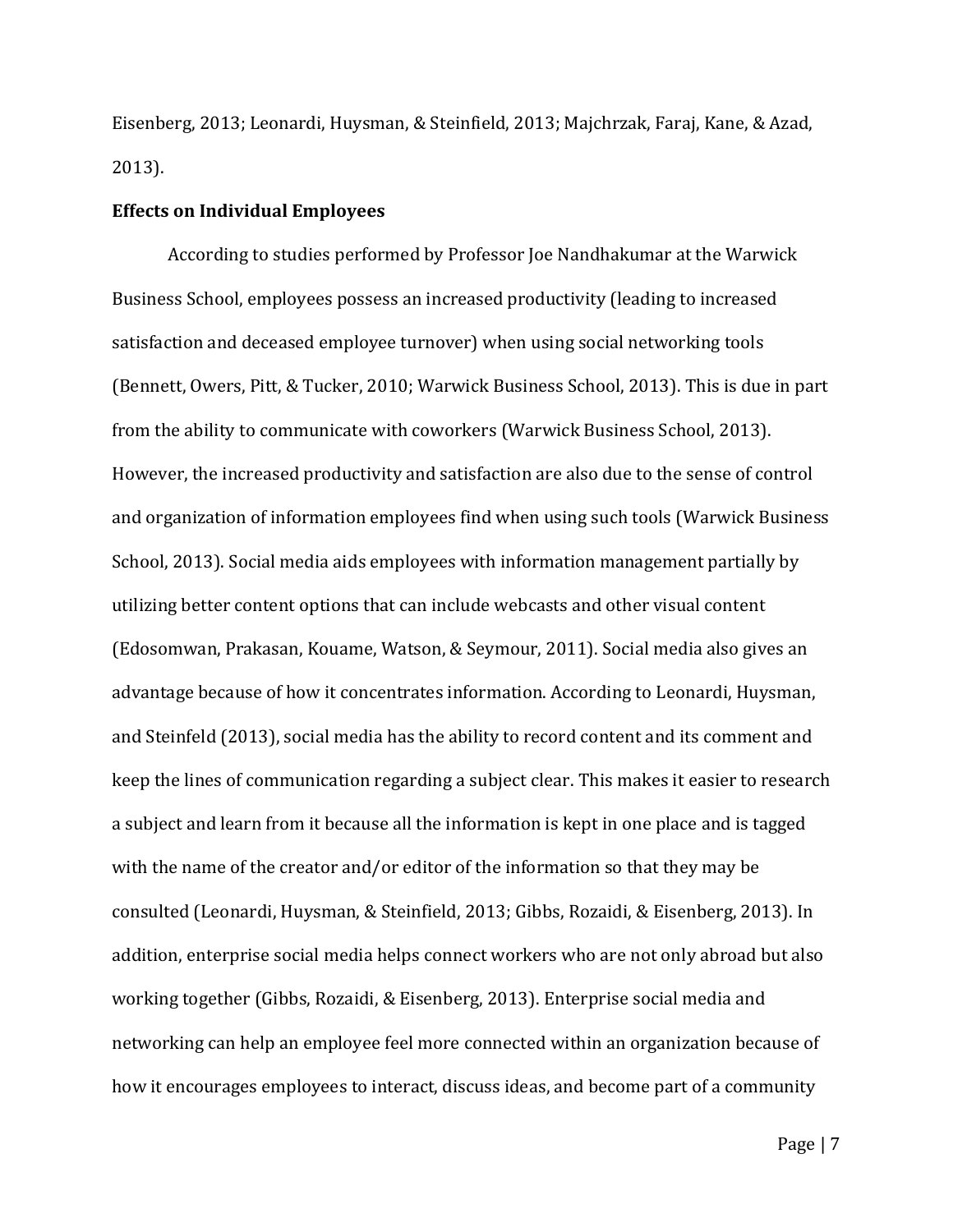Eisenberg, 2013; Leonardi, Huysman, & Steinfield, 2013; Majchrzak, Faraj, Kane, & Azad, 2013).

**Effects on Individual Employees**

According to studies performed by Professor Joe Nandhakumar at the Warwick Business School, employees possess an increased productivity (leading to increased satisfaction and deceased employee turnover) when using social networking tools (Bennett, Owers, Pitt, & Tucker, 2010; Warwick Business School, 2013). This is due in part from the ability to communicate with coworkers (Warwick Business School, 2013). However, the increased productivity and satisfaction are also due to the sense of control and organization of information employees find when using such tools (Warwick Business School, 2013). Social media aids employees with information management partially by utilizing better content options that can include webcasts and other visual content (Edosomwan, Prakasan, Kouame, Watson, & Seymour, 2011). Social media also gives an advantage because of how it concentrates information. According to Leonardi, Huysman, and Steinfeld (2013), social media has the ability to record content and its comment and keep the lines of communication regarding a subject clear. This makes it easier to research a subject and learn from it because all the information is kept in one place and is tagged with the name of the creator and/or editor of the information so that they may be consulted (Leonardi, Huysman, & Steinfield, 2013; Gibbs, Rozaidi, & Eisenberg, 2013). In addition, enterprise social media helps connect workers who are not only abroad but also working together (Gibbs, Rozaidi, & Eisenberg, 2013). Enterprise social media and networking can help an employee feel more connected within an organization because of how it encourages employees to interact, discuss ideas, and become part of a community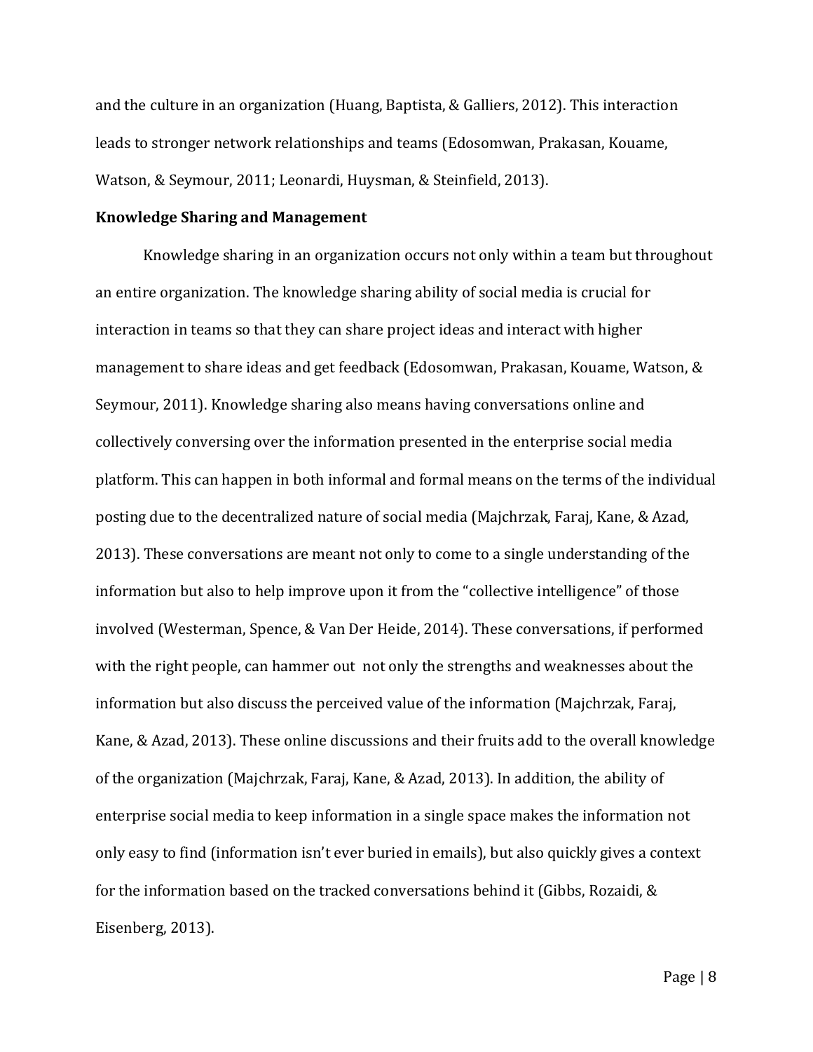and the culture in an organization (Huang, Baptista, & Galliers, 2012). This interaction leads to stronger network relationships and teams (Edosomwan, Prakasan, Kouame, Watson, & Seymour, 2011; Leonardi, Huysman, & Steinfield, 2013).

**Knowledge Sharing and Management**

Knowledge sharing in an organization occurs not only within a team but throughout an entire organization. The knowledge sharing ability of social media is crucial for interaction in teams so that they can share project ideas and interact with higher management to share ideas and get feedback (Edosomwan, Prakasan, Kouame, Watson, & Seymour, 2011). Knowledge sharing also means having conversations online and collectively conversing over the information presented in the enterprise social media platform. This can happen in both informal and formal means on the terms of the individual posting due to the decentralized nature of social media (Majchrzak, Faraj, Kane, & Azad, 2013). These conversations are meant not only to come to a single understanding of the information but also to help improve upon it from the "collective intelligence" of those involved (Westerman, Spence, & Van Der Heide, 2014). These conversations, if performed with the right people, can hammer out not only the strengths and weaknesses about the information but also discuss the perceived value of the information (Majchrzak, Faraj, Kane, & Azad, 2013). These online discussions and their fruits add to the overall knowledge of the organization (Majchrzak, Faraj, Kane, & Azad, 2013). In addition, the ability of enterprise social media to keep information in a single space makes the information not only easy to find (information isn't ever buried in emails), but also quickly gives a context for the information based on the tracked conversations behind it (Gibbs, Rozaidi, & Eisenberg, 2013).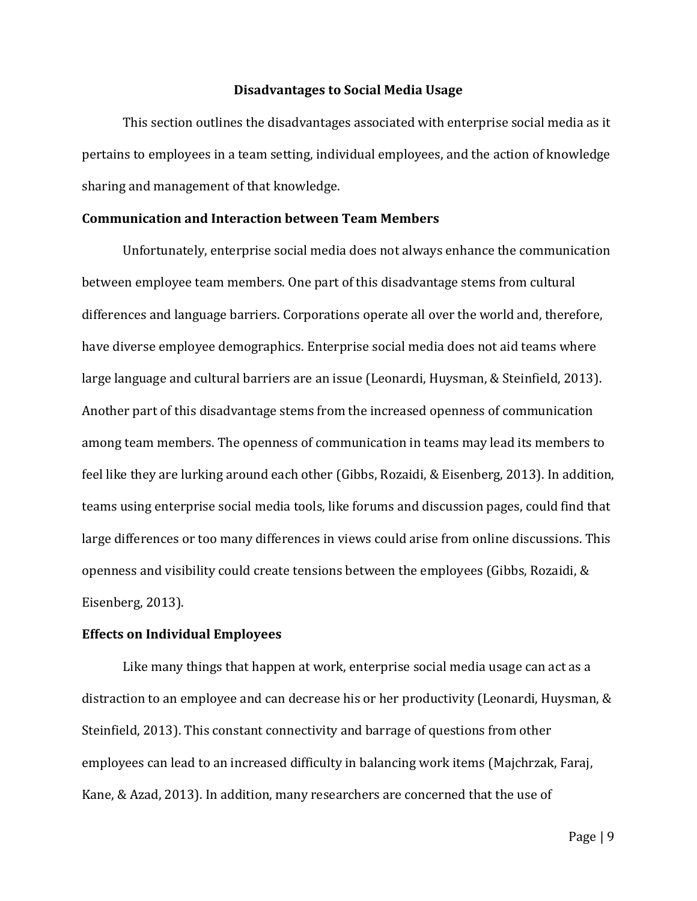## Disadvantages to Social Media Usage

This section outlines the disadvantages associated with enterprise social media as it pertains to employees in a team setting, individual employees, and the action of knowledge sharing and management of that knowledge.

### Communication and Interaction between Team Members

Unfortunately, enterprise social media does not always enhance the communication between employee team members. One part of this disadvantage stems from cultural differences and language barriers. Corporations operate all over the world and, therefore, have diverse employee demographics. Enterprise social media does not aid teams where large language and cultural barriers are an issue (Leonardi, Huysman, & Steinfield, 2013). Another part of this disadvantage stems from the increased openness of communication among team members. The openness of communication in teams may lead its members to feel like they are lurking around each other (Gibbs, Rozaidi, & Eisenberg, 2013). In addition, teams using enterprise social media tools, like forums and discussion pages, could find that large differences or too many differences in views could arise from online discussions. This openness and visibility could create tensions between the employees (Gibbs, Rozaidi, & Eisenberg, 2013).

### Effects on Individual Employees

Like many things that happen at work, enterprise social media usage can act as a distraction to an employee and can decrease his or her productivity (Leonardi, Huysman, & Steinfield, 2013). This constant connectivity and barrage of questions from other employees can lead to an increased difficulty in balancing work items (Majchrzak, Faraj, Kane, & Azad, 2013). In addition, many researchers are concerned that the use of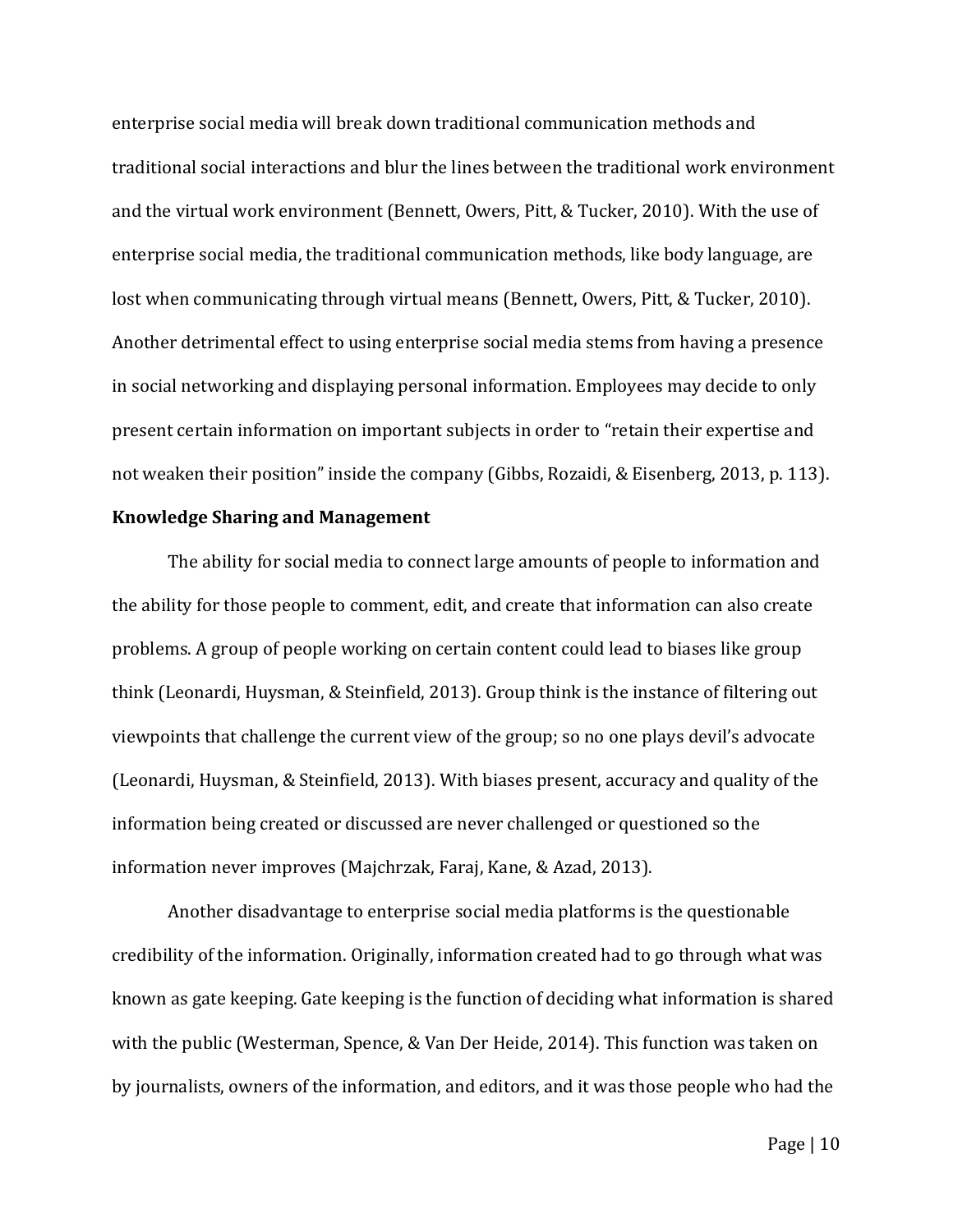enterprise social media will break down traditional communication methods and traditional social interactions and blur the lines between the traditional work environment and the virtual work environment (Bennett, Owers, Pitt, & Tucker, 2010). With the use of enterprise social media, the traditional communication methods, like body language, are lost when communicating through virtual means (Bennett, Owers, Pitt, & Tucker, 2010). Another detrimental effect to using enterprise social media stems from having a presence in social networking and displaying personal information. Employees may decide to only present certain information on important subjects in order to "retain their expertise and not weaken their position" inside the company (Gibbs, Rozaidi, & Eisenberg, 2013, p. 113).

**Knowledge Sharing and Management**

The ability for social media to connect large amounts of people to information and the ability for those people to comment, edit, and create that information can also create problems. A group of people working on certain content could lead to biases like group think (Leonardi, Huysman, & Steinfield, 2013). Group think is the instance of filtering out viewpoints that challenge the current view of the group; so no one plays devil's advocate (Leonardi, Huysman, & Steinfield, 2013). With biases present, accuracy and quality of the information being created or discussed are never challenged or questioned so the information never improves (Majchrzak, Faraj, Kane, & Azad, 2013).

Another disadvantage to enterprise social media platforms is the questionable credibility of the information. Originally, information created had to go through what was known as gate keeping. Gate keeping is the function of deciding what information is shared with the public (Westerman, Spence, & Van Der Heide, 2014). This function was taken on by journalists, owners of the information, and editors, and it was those people who had the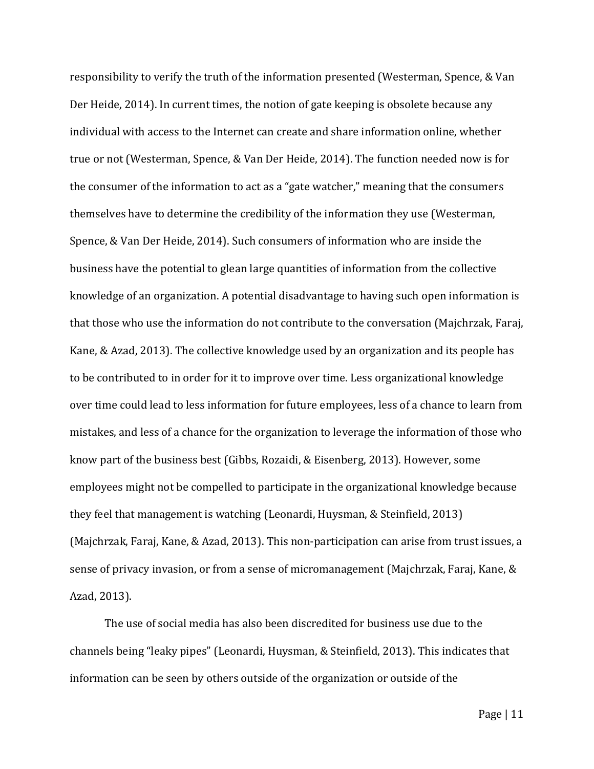responsibility to verify the truth of the information presented (Westerman, Spence, & Van Der Heide, 2014). In current times, the notion of gate keeping is obsolete because any individual with access to the Internet can create and share information online, whether true or not (Westerman, Spence, & Van Der Heide, 2014). The function needed now is for the consumer of the information to act as a "gate watcher," meaning that the consumers themselves have to determine the credibility of the information they use (Westerman, Spence, & Van Der Heide, 2014). Such consumers of information who are inside the business have the potential to glean large quantities of information from the collective knowledge of an organization. A potential disadvantage to having such open information is that those who use the information do not contribute to the conversation (Majchrzak, Faraj, Kane, & Azad, 2013). The collective knowledge used by an organization and its people has to be contributed to in order for it to improve over time. Less organizational knowledge over time could lead to less information for future employees, less of a chance to learn from mistakes, and less of a chance for the organization to leverage the information of those who know part of the business best (Gibbs, Rozaidi, & Eisenberg, 2013). However, some employees might not be compelled to participate in the organizational knowledge because they feel that management is watching (Leonardi, Huysman, & Steinfield, 2013) (Majchrzak, Faraj, Kane, & Azad, 2013). This non-participation can arise from trust issues, a sense of privacy invasion, or from a sense of micromanagement (Majchrzak, Faraj, Kane, & Azad, 2013).

The use of social media has also been discredited for business use due to the channels being "leaky pipes" (Leonardi, Huysman, & Steinfield, 2013). This indicates that information can be seen by others outside of the organization or outside of the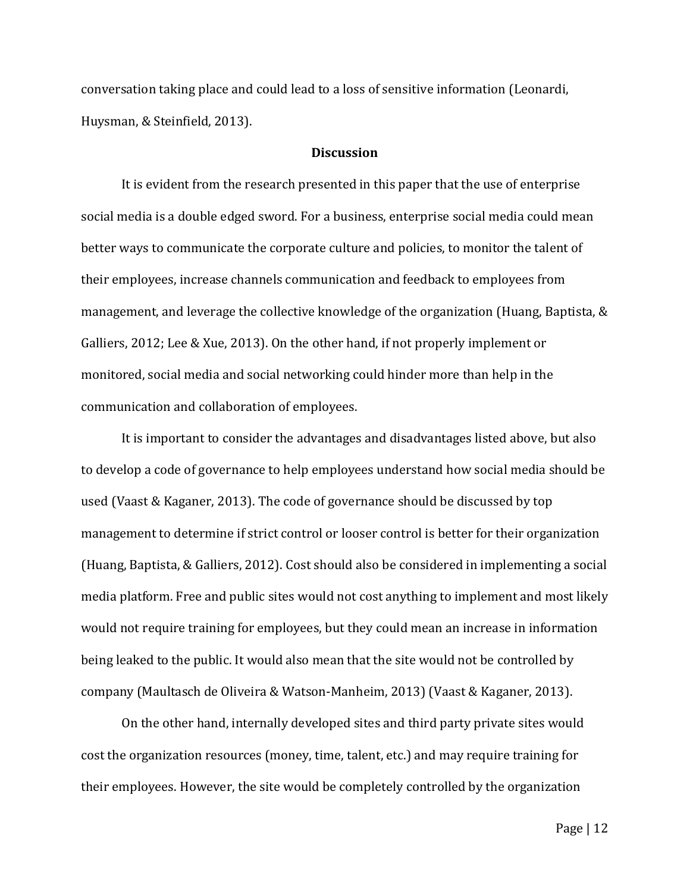conversation taking place and could lead to a loss of sensitive information (Leonardi, Huysman, & Steinfield, 2013).

## Discussion

It is evident from the research presented in this paper that the use of enterprise social media is a double edged sword. For a business, enterprise social media could mean better ways to communicate the corporate culture and policies, to monitor the talent of their employees, increase channels communication and feedback to employees from management, and leverage the collective knowledge of the organization (Huang, Baptista, & Galliers, 2012; Lee & Xue, 2013). On the other hand, if not properly implement or monitored, social media and social networking could hinder more than help in the communication and collaboration of employees.

It is important to consider the advantages and disadvantages listed above, but also to develop a code of governance to help employees understand how social media should be used (Vaast & Kaganer, 2013). The code of governance should be discussed by top management to determine if strict control or looser control is better for their organization (Huang, Baptista, & Galliers, 2012). Cost should also be considered in implementing a social media platform. Free and public sites would not cost anything to implement and most likely would not require training for employees, but they could mean an increase in information being leaked to the public. It would also mean that the site would not be controlled by company (Maultasch de Oliveira & Watson-Manheim, 2013) (Vaast & Kaganer, 2013).

On the other hand, internally developed sites and third party private sites would cost the organization resources (money, time, talent, etc.) and may require training for their employees. However, the site would be completely controlled by the organization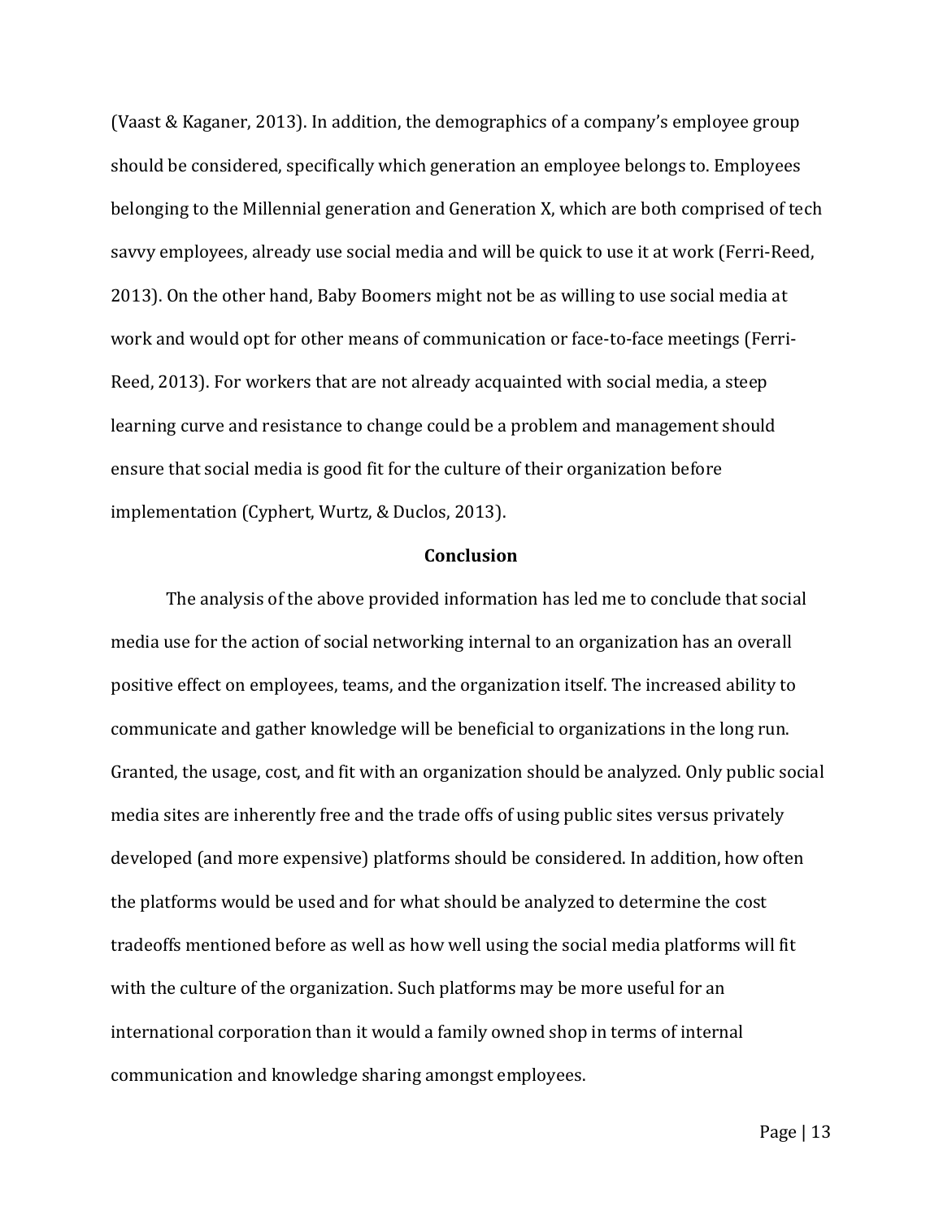(Vaast & Kaganer, 2013). In addition, the demographics of a company's employee group should be considered, specifically which generation an employee belongs to. Employees belonging to the Millennial generation and Generation X, which are both comprised of tech savvy employees, already use social media and will be quick to use it at work (Ferri-Reed, 2013). On the other hand, Baby Boomers might not be as willing to use social media at work and would opt for other means of communication or face-to-face meetings (Ferri-Reed, 2013). For workers that are not already acquainted with social media, a steep learning curve and resistance to change could be a problem and management should ensure that social media is good fit for the culture of their organization before implementation (Cyphert, Wurtz, & Duclos, 2013).

## Conclusion

The analysis of the above provided information has led me to conclude that social media use for the action of social networking internal to an organization has an overall positive effect on employees, teams, and the organization itself. The increased ability to communicate and gather knowledge will be beneficial to organizations in the long run. Granted, the usage, cost, and fit with an organization should be analyzed. Only public social media sites are inherently free and the trade offs of using public sites versus privately developed (and more expensive) platforms should be considered. In addition, how often the platforms would be used and for what should be analyzed to determine the cost tradeoffs mentioned before as well as how well using the social media platforms will fit with the culture of the organization. Such platforms may be more useful for an international corporation than it would a family owned shop in terms of internal communication and knowledge sharing amongst employees.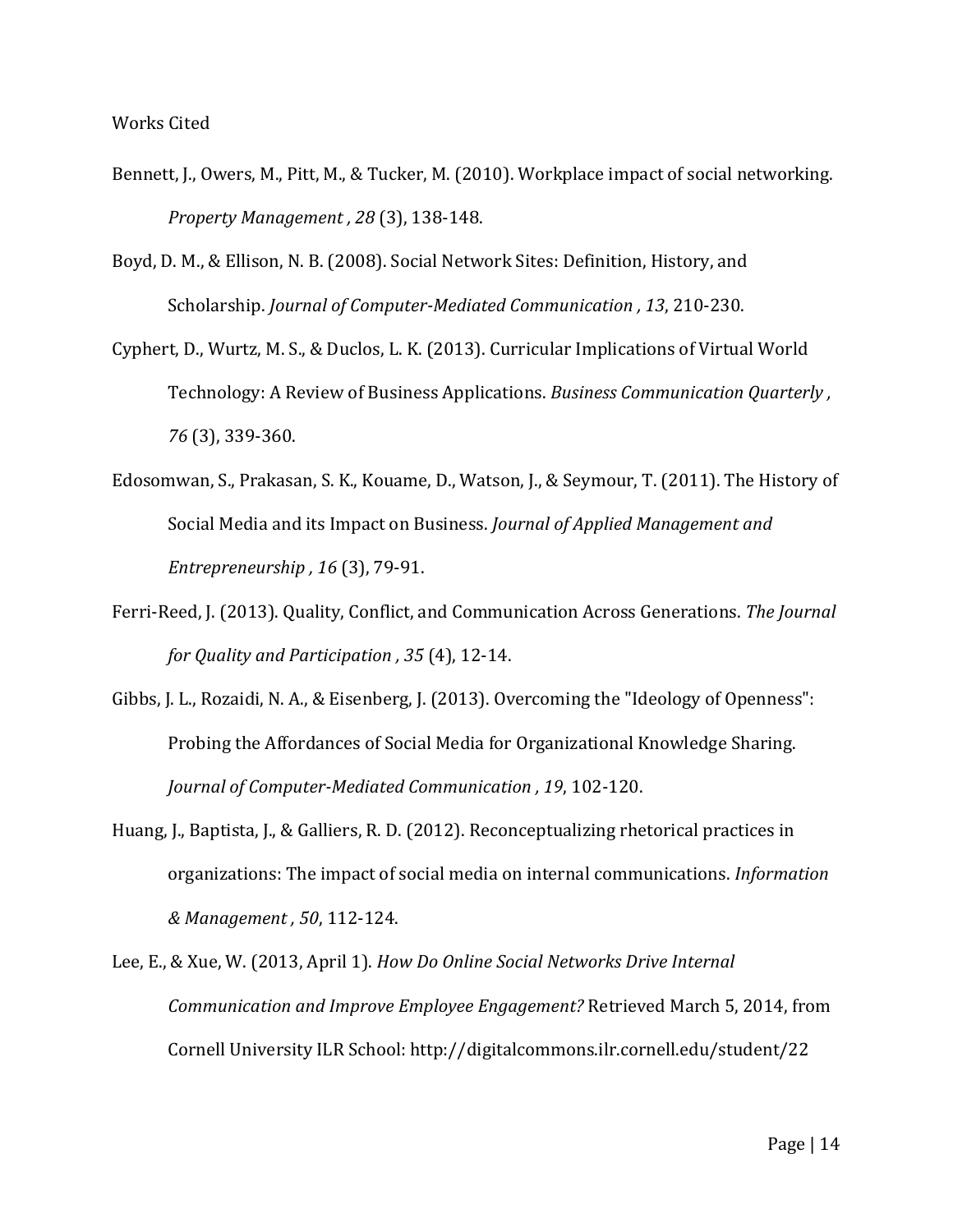Works Cited

Bennett, J., Owers, M., Pitt, M., & Tucker, M. (2010). Workplace impact of social networking. *Property Management , 28* (3), 138-148.

Boyd, D. M., & Ellison, N. B. (2008). Social Network Sites: Definition, History, and Scholarship. *Journal of Computer-Mediated Communication , 13*, 210-230.

Cyphert, D., Wurtz, M. S., & Duclos, L. K. (2013). Curricular Implications of Virtual World Technology: A Review of Business Applications. *Business Communication Quarterly , 76* (3), 339-360.

Edosomwan, S., Prakasan, S. K., Kouame, D., Watson, J., & Seymour, T. (2011). The History of Social Media and its Impact on Business. *Journal of Applied Management and Entrepreneurship , 16* (3), 79-91.

Ferri-Reed, J. (2013). Quality, Conflict, and Communication Across Generations. *The Journal for Quality and Participation , 35* (4), 12-14.

Gibbs, J. L., Rozaidi, N. A., & Eisenberg, J. (2013). Overcoming the "Ideology of Openness": Probing the Affordances of Social Media for Organizational Knowledge Sharing. *Journal of Computer-Mediated Communication , 19*, 102-120.

Huang, J., Baptista, J., & Galliers, R. D. (2012). Reconceptualizing rhetorical practices in organizations: The impact of social media on internal communications. *Information & Management , 50*, 112-124.

Lee, E., & Xue, W. (2013, April 1). *How Do Online Social Networks Drive Internal Communication and Improve Employee Engagement?* Retrieved March 5, 2014, from Cornell University ILR School: http://digitalcommons.ilr.cornell.edu/student/22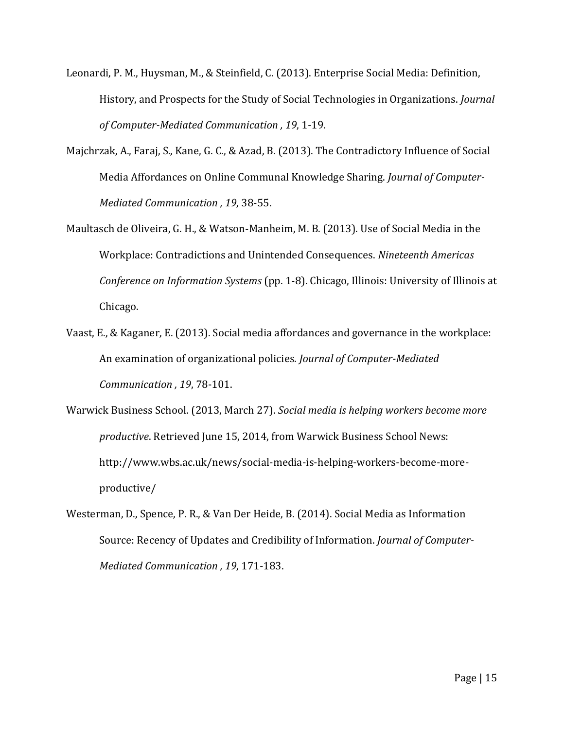Leonardi, P. M., Huysman, M., & Steinfield, C. (2013). Enterprise Social Media: Definition, History, and Prospects for the Study of Social Technologies in Organizations. *Journal of Computer-Mediated Communication , 19*, 1-19.

Majchrzak, A., Faraj, S., Kane, G. C., & Azad, B. (2013). The Contradictory Influence of Social Media Affordances on Online Communal Knowledge Sharing. *Journal of Computer-Mediated Communication , 19*, 38-55.

Maultasch de Oliveira, G. H., & Watson-Manheim, M. B. (2013). Use of Social Media in the Workplace: Contradictions and Unintended Consequences. *Nineteenth Americas Conference on Information Systems* (pp. 1-8). Chicago, Illinois: University of Illinois at Chicago.

Vaast, E., & Kaganer, E. (2013). Social media affordances and governance in the workplace: An examination of organizational policies. *Journal of Computer-Mediated Communication , 19*, 78-101.

Warwick Business School. (2013, March 27). *Social media is helping workers become more productive*. Retrieved June 15, 2014, from Warwick Business School News: http://www.wbs.ac.uk/news/social-media-is-helping-workers-become-more-productive/

Westerman, D., Spence, P. R., & Van Der Heide, B. (2014). Social Media as Information Source: Recency of Updates and Credibility of Information. *Journal of Computer-Mediated Communication , 19*, 171-183.